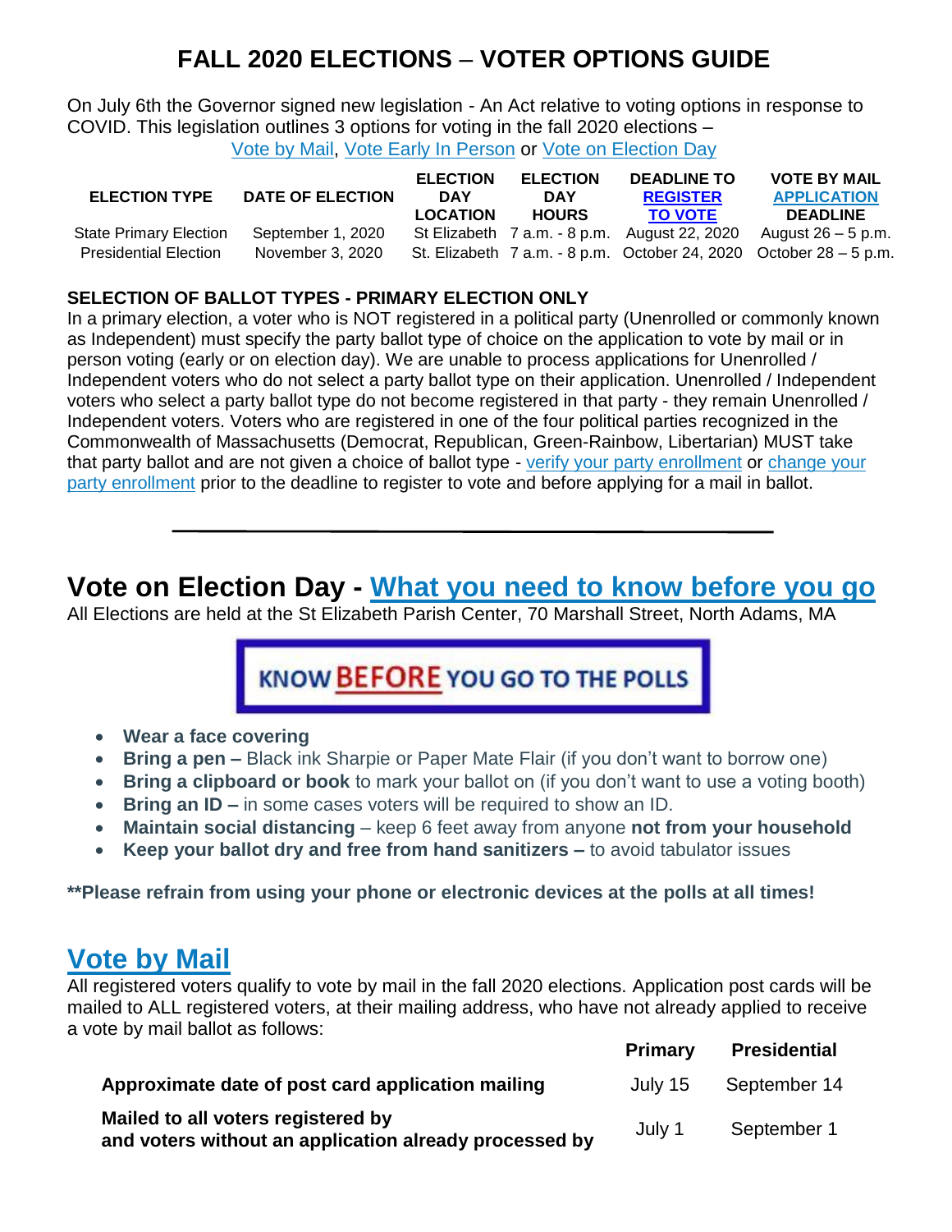# FALL 2020 ELECTIONS – VOTER OPTIONS GUIDE

On July 6th the Governor signed new legislation - An Act relative to voting options in response to COVID. This legislation outlines 3 options for voting in the fall 2020 elections – Vote by Mail, Vote Early In Person or Vote on Election Day

| ELECTION TYPE | DATE OF ELECTION | ELECTION DAY LOCATION | ELECTION DAY HOURS | DEADLINE TO REGISTER TO VOTE | VOTE BY MAIL APPLICATION DEADLINE |
|---|---|---|---|---|---|
| State Primary Election | September 1, 2020 | St Elizabeth | 7 a.m. - 8 p.m. | August 22, 2020 | August 26 – 5 p.m. |
| Presidential Election | November 3, 2020 | St. Elizabeth | 7 a.m. - 8 p.m. | October 24, 2020 | October 28 – 5 p.m. |

**SELECTION OF BALLOT TYPES - PRIMARY ELECTION ONLY**

In a primary election, a voter who is NOT registered in a political party (Unenrolled or commonly known as Independent) must specify the party ballot type of choice on the application to vote by mail or in person voting (early or on election day). We are unable to process applications for Unenrolled / Independent voters who do not select a party ballot type on their application. Unenrolled / Independent voters who select a party ballot type do not become registered in that party - they remain Unenrolled / Independent voters. Voters who are registered in one of the four political parties recognized in the Commonwealth of Massachusetts (Democrat, Republican, Green-Rainbow, Libertarian) MUST take that party ballot and are not given a choice of ballot type - verify your party enrollment or change your party enrollment prior to the deadline to register to vote and before applying for a mail in ballot.

---

## Vote on Election Day - What you need to know before you go

All Elections are held at the St Elizabeth Parish Center, 70 Marshall Street, North Adams, MA

**KNOW BEFORE YOU GO TO THE POLLS**

- **Wear a face covering**
- **Bring a pen –** Black ink Sharpie or Paper Mate Flair (if you don't want to borrow one)
- **Bring a clipboard or book** to mark your ballot on (if you don't want to use a voting booth)
- **Bring an ID –** in some cases voters will be required to show an ID.
- **Maintain social distancing** – keep 6 feet away from anyone **not from your household**
- **Keep your ballot dry and free from hand sanitizers –** to avoid tabulator issues

**\*\*Please refrain from using your phone or electronic devices at the polls at all times!**

## Vote by Mail

All registered voters qualify to vote by mail in the fall 2020 elections. Application post cards will be mailed to ALL registered voters, at their mailing address, who have not already applied to receive a vote by mail ballot as follows:

| | Primary | Presidential |
|---|---|---|
| **Approximate date of post card application mailing** | July 15 | September 14 |
| **Mailed to all voters registered by and voters without an application already processed by** | July 1 | September 1 |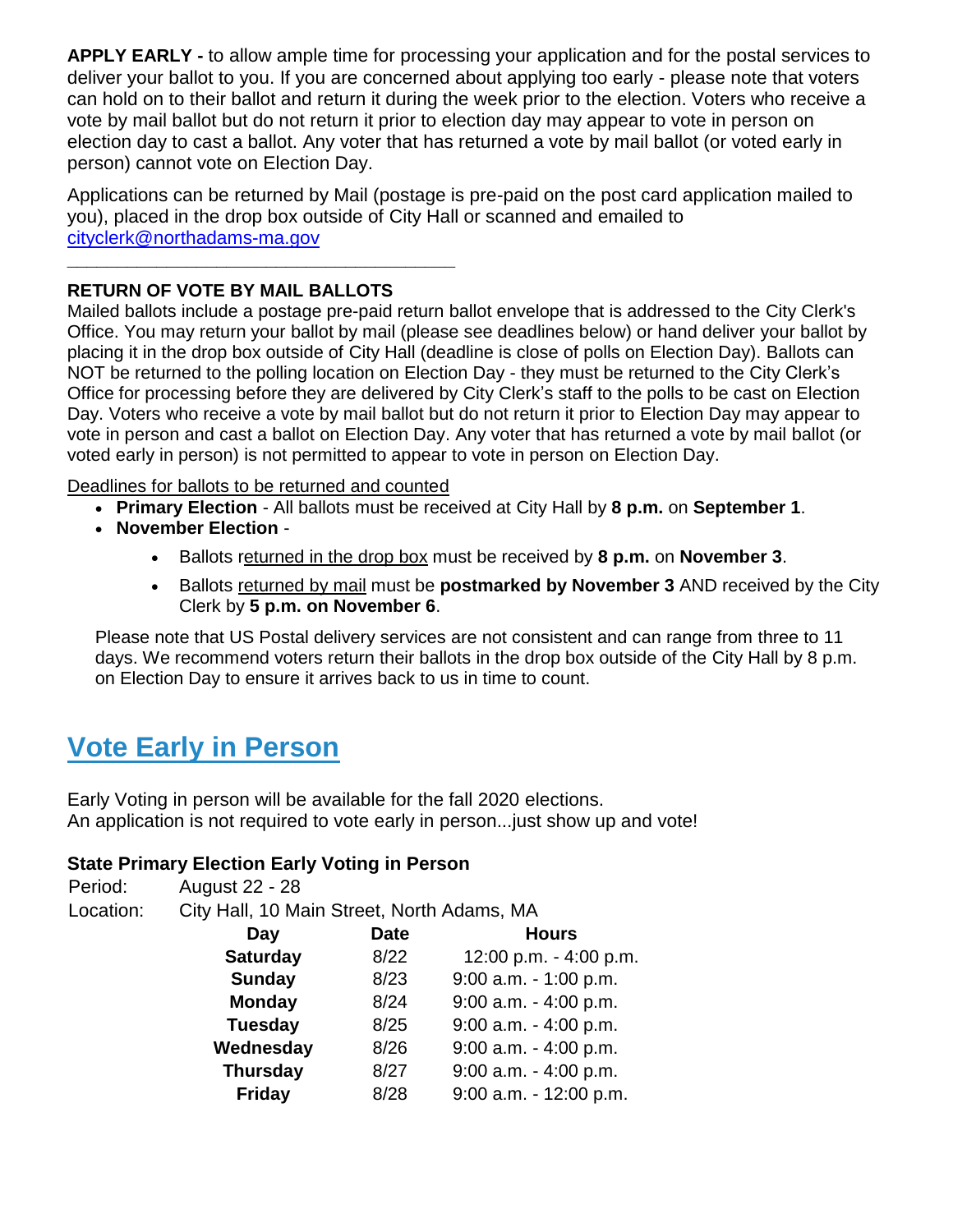**APPLY EARLY -** to allow ample time for processing your application and for the postal services to deliver your ballot to you. If you are concerned about applying too early - please note that voters can hold on to their ballot and return it during the week prior to the election. Voters who receive a vote by mail ballot but do not return it prior to election day may appear to vote in person on election day to cast a ballot. Any voter that has returned a vote by mail ballot (or voted early in person) cannot vote on Election Day.

Applications can be returned by Mail (postage is pre-paid on the post card application mailed to you), placed in the drop box outside of City Hall or scanned and emailed to [cityclerk@northadams-ma.gov](mailto:cityclerk@northadams-ma.gov)

---

**RETURN OF VOTE BY MAIL BALLOTS**

Mailed ballots include a postage pre-paid return ballot envelope that is addressed to the City Clerk's Office. You may return your ballot by mail (please see deadlines below) or hand deliver your ballot by placing it in the drop box outside of City Hall (deadline is close of polls on Election Day). Ballots can NOT be returned to the polling location on Election Day - they must be returned to the City Clerk's Office for processing before they are delivered by City Clerk's staff to the polls to be cast on Election Day. Voters who receive a vote by mail ballot but do not return it prior to Election Day may appear to vote in person and cast a ballot on Election Day. Any voter that has returned a vote by mail ballot (or voted early in person) is not permitted to appear to vote in person on Election Day.

<u>Deadlines for ballots to be returned and counted</u>

- **Primary Election** - All ballots must be received at City Hall by **8 p.m.** on **September 1**.
- **November Election** -
  - Ballots <u>returned in the drop box</u> must be received by **8 p.m.** on **November 3**.
  - Ballots <u>returned by mail</u> must be **postmarked by November 3** AND received by the City Clerk by **5 p.m. on November 6**.

Please note that US Postal delivery services are not consistent and can range from three to 11 days. We recommend voters return their ballots in the drop box outside of the City Hall by 8 p.m. on Election Day to ensure it arrives back to us in time to count.

## Vote Early in Person

Early Voting in person will be available for the fall 2020 elections.
An application is not required to vote early in person...just show up and vote!

**State Primary Election Early Voting in Person**

Period: August 22 - 28
Location: City Hall, 10 Main Street, North Adams, MA

| Day | Date | Hours |
|---|---|---|
| **Saturday** | 8/22 | 12:00 p.m. - 4:00 p.m. |
| **Sunday** | 8/23 | 9:00 a.m. - 1:00 p.m. |
| **Monday** | 8/24 | 9:00 a.m. - 4:00 p.m. |
| **Tuesday** | 8/25 | 9:00 a.m. - 4:00 p.m. |
| **Wednesday** | 8/26 | 9:00 a.m. - 4:00 p.m. |
| **Thursday** | 8/27 | 9:00 a.m. - 4:00 p.m. |
| **Friday** | 8/28 | 9:00 a.m. - 12:00 p.m. |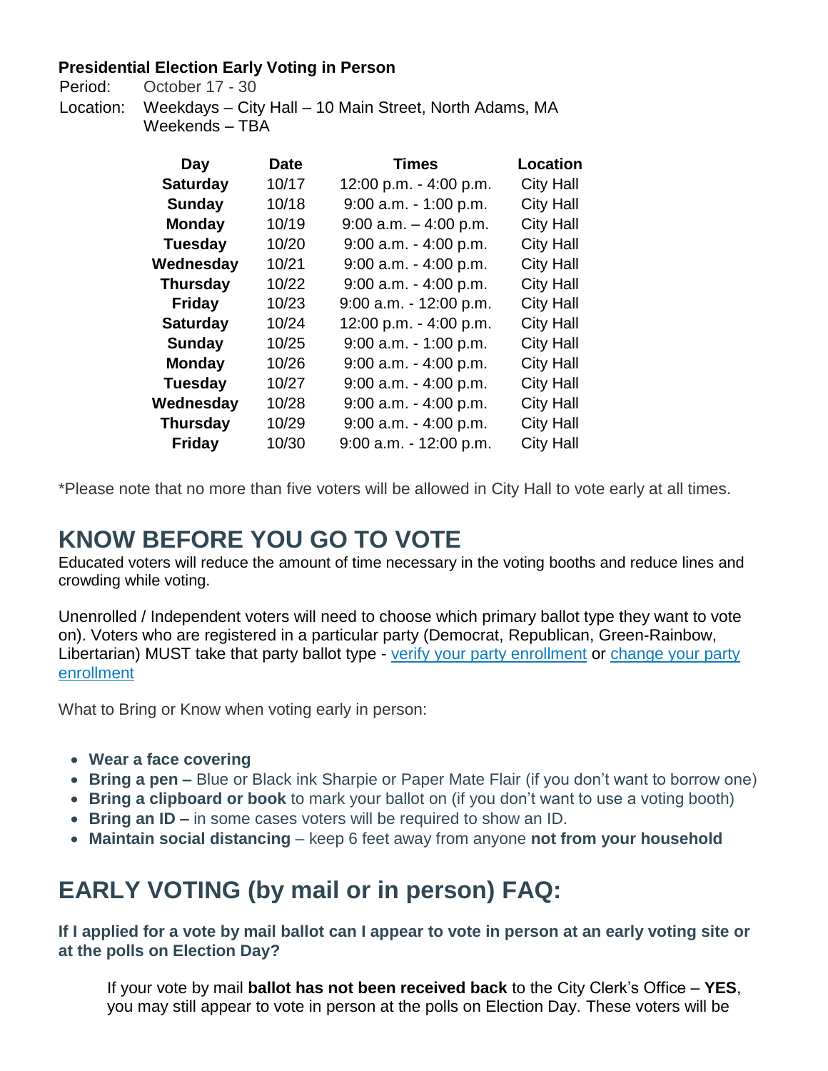**Presidential Election Early Voting in Person**

Period: October 17 - 30

Location: Weekdays – City Hall – 10 Main Street, North Adams, MA
Weekends – TBA

| Day | Date | Times | Location |
|---|---|---|---|
| **Saturday** | 10/17 | 12:00 p.m. - 4:00 p.m. | City Hall |
| **Sunday** | 10/18 | 9:00 a.m. - 1:00 p.m. | City Hall |
| **Monday** | 10/19 | 9:00 a.m. – 4:00 p.m. | City Hall |
| **Tuesday** | 10/20 | 9:00 a.m. - 4:00 p.m. | City Hall |
| **Wednesday** | 10/21 | 9:00 a.m. - 4:00 p.m. | City Hall |
| **Thursday** | 10/22 | 9:00 a.m. - 4:00 p.m. | City Hall |
| **Friday** | 10/23 | 9:00 a.m. - 12:00 p.m. | City Hall |
| **Saturday** | 10/24 | 12:00 p.m. - 4:00 p.m. | City Hall |
| **Sunday** | 10/25 | 9:00 a.m. - 1:00 p.m. | City Hall |
| **Monday** | 10/26 | 9:00 a.m. - 4:00 p.m. | City Hall |
| **Tuesday** | 10/27 | 9:00 a.m. - 4:00 p.m. | City Hall |
| **Wednesday** | 10/28 | 9:00 a.m. - 4:00 p.m. | City Hall |
| **Thursday** | 10/29 | 9:00 a.m. - 4:00 p.m. | City Hall |
| **Friday** | 10/30 | 9:00 a.m. - 12:00 p.m. | City Hall |

*Please note that no more than five voters will be allowed in City Hall to vote early at all times.

## KNOW BEFORE YOU GO TO VOTE

Educated voters will reduce the amount of time necessary in the voting booths and reduce lines and crowding while voting.

Unenrolled / Independent voters will need to choose which primary ballot type they want to vote on). Voters who are registered in a particular party (Democrat, Republican, Green-Rainbow, Libertarian) MUST take that party ballot type - verify your party enrollment or change your party enrollment

What to Bring or Know when voting early in person:

- **Wear a face covering**
- **Bring a pen –** Blue or Black ink Sharpie or Paper Mate Flair (if you don't want to borrow one)
- **Bring a clipboard or book** to mark your ballot on (if you don't want to use a voting booth)
- **Bring an ID –** in some cases voters will be required to show an ID.
- **Maintain social distancing** – keep 6 feet away from anyone **not from your household**

## EARLY VOTING (by mail or in person) FAQ:

**If I applied for a vote by mail ballot can I appear to vote in person at an early voting site or at the polls on Election Day?**

If your vote by mail **ballot has not been received back** to the City Clerk's Office – **YES**, you may still appear to vote in person at the polls on Election Day. These voters will be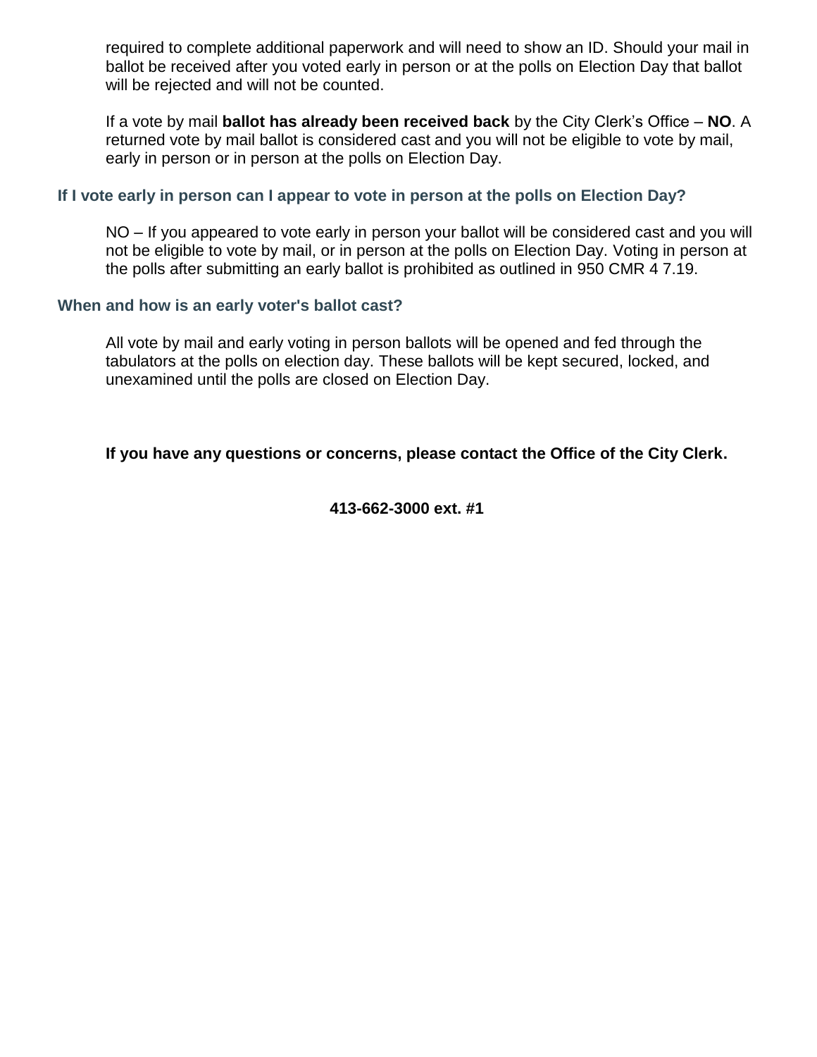required to complete additional paperwork and will need to show an ID. Should your mail in ballot be received after you voted early in person or at the polls on Election Day that ballot will be rejected and will not be counted.

If a vote by mail **ballot has already been received back** by the City Clerk's Office – **NO**. A returned vote by mail ballot is considered cast and you will not be eligible to vote by mail, early in person or in person at the polls on Election Day.

### If I vote early in person can I appear to vote in person at the polls on Election Day?

NO – If you appeared to vote early in person your ballot will be considered cast and you will not be eligible to vote by mail, or in person at the polls on Election Day. Voting in person at the polls after submitting an early ballot is prohibited as outlined in 950 CMR 4 7.19.

### When and how is an early voter's ballot cast?

All vote by mail and early voting in person ballots will be opened and fed through the tabulators at the polls on election day. These ballots will be kept secured, locked, and unexamined until the polls are closed on Election Day.

**If you have any questions or concerns, please contact the Office of the City Clerk.**

**413-662-3000 ext. #1**